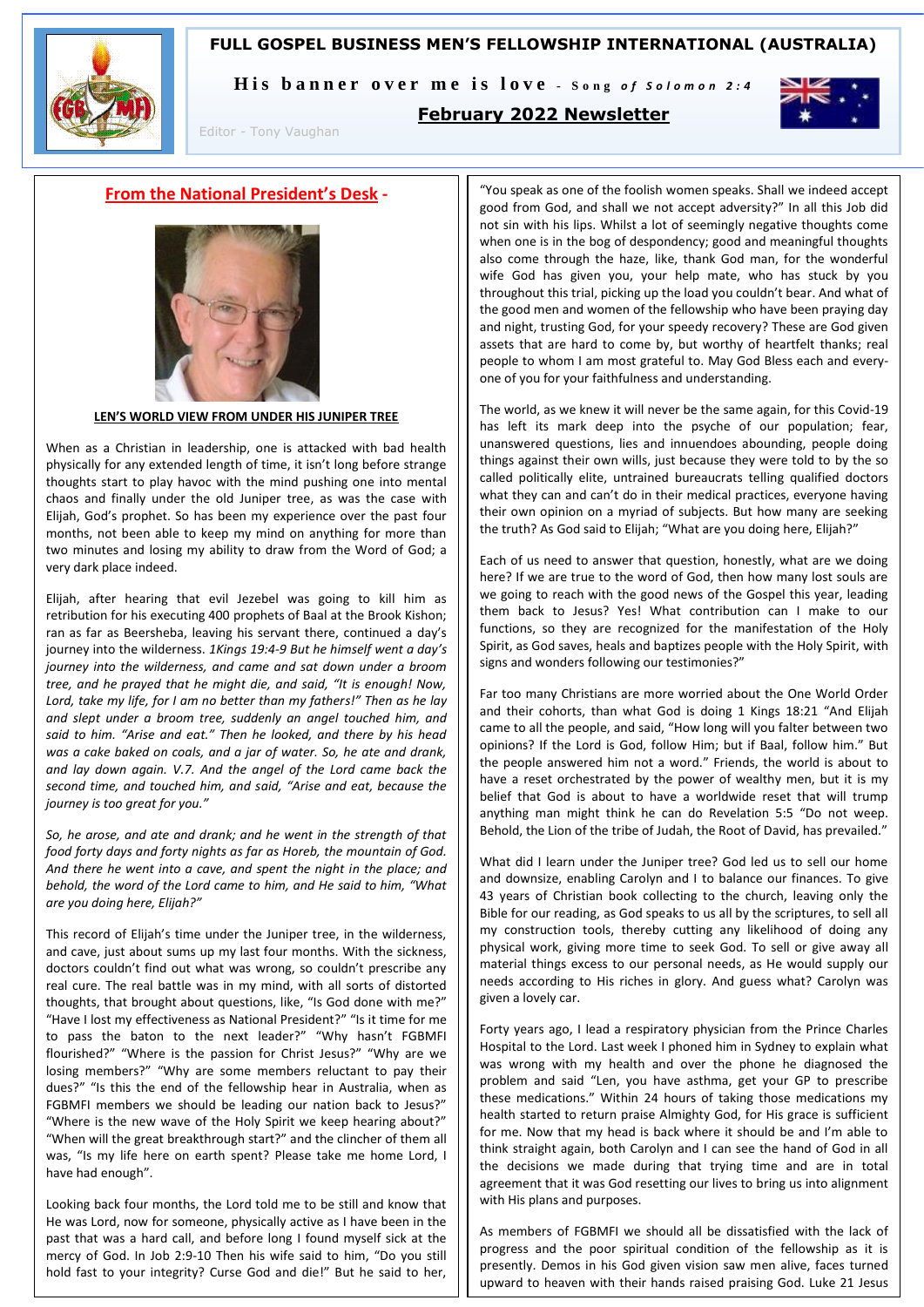# FULL GOSPEL BUSINESS MEN'S FELLOWSHIP INTERNATIONAL (AUSTRALIA)

**His banner over me is love** - *Song of Solomon 2:4*

## February 2022 Newsletter

Editor - Tony Vaughan

## From the National President's Desk -

**LEN'S WORLD VIEW FROM UNDER HIS JUNIPER TREE**

When as a Christian in leadership, one is attacked with bad health physically for any extended length of time, it isn't long before strange thoughts start to play havoc with the mind pushing one into mental chaos and finally under the old Juniper tree, as was the case with Elijah, God's prophet. So has been my experience over the past four months, not been able to keep my mind on anything for more than two minutes and losing my ability to draw from the Word of God; a very dark place indeed.

Elijah, after hearing that evil Jezebel was going to kill him as retribution for his executing 400 prophets of Baal at the Brook Kishon; ran as far as Beersheba, leaving his servant there, continued a day's journey into the wilderness. *1Kings 19:4-9 But he himself went a day's journey into the wilderness, and came and sat down under a broom tree, and he prayed that he might die, and said, "It is enough! Now, Lord, take my life, for I am no better than my fathers!" Then as he lay and slept under a broom tree, suddenly an angel touched him, and said to him. "Arise and eat." Then he looked, and there by his head was a cake baked on coals, and a jar of water. So, he ate and drank, and lay down again. V.7. And the angel of the Lord came back the second time, and touched him, and said, "Arise and eat, because the journey is too great for you."*

*So, he arose, and ate and drank; and he went in the strength of that food forty days and forty nights as far as Horeb, the mountain of God. And there he went into a cave, and spent the night in the place; and behold, the word of the Lord came to him, and He said to him, "What are you doing here, Elijah?"*

This record of Elijah's time under the Juniper tree, in the wilderness, and cave, just about sums up my last four months. With the sickness, doctors couldn't find out what was wrong, so couldn't prescribe any real cure. The real battle was in my mind, with all sorts of distorted thoughts, that brought about questions, like, "Is God done with me?" "Have I lost my effectiveness as National President?" "Is it time for me to pass the baton to the next leader?" "Why hasn't FGBMFI flourished?" "Where is the passion for Christ Jesus?" "Why are we losing members?" "Why are some members reluctant to pay their dues?" "Is this the end of the fellowship hear in Australia, when as FGBMFI members we should be leading our nation back to Jesus?" "Where is the new wave of the Holy Spirit we keep hearing about?" "When will the great breakthrough start?" and the clincher of them all was, "Is my life here on earth spent? Please take me home Lord, I have had enough".

Looking back four months, the Lord told me to be still and know that He was Lord, now for someone, physically active as I have been in the past that was a hard call, and before long I found myself sick at the mercy of God. In Job 2:9-10 Then his wife said to him, "Do you still hold fast to your integrity? Curse God and die!" But he said to her, "You speak as one of the foolish women speaks. Shall we indeed accept good from God, and shall we not accept adversity?" In all this Job did not sin with his lips. Whilst a lot of seemingly negative thoughts come when one is in the bog of despondency; good and meaningful thoughts also come through the haze, like, thank God man, for the wonderful wife God has given you, your help mate, who has stuck by you throughout this trial, picking up the load you couldn't bear. And what of the good men and women of the fellowship who have been praying day and night, trusting God, for your speedy recovery? These are God given assets that are hard to come by, but worthy of heartfelt thanks; real people to whom I am most grateful to. May God Bless each and every-one of you for your faithfulness and understanding.

The world, as we knew it will never be the same again, for this Covid-19 has left its mark deep into the psyche of our population; fear, unanswered questions, lies and innuendoes abounding, people doing things against their own wills, just because they were told to by the so called politically elite, untrained bureaucrats telling qualified doctors what they can and can't do in their medical practices, everyone having their own opinion on a myriad of subjects. But how many are seeking the truth? As God said to Elijah; "What are you doing here, Elijah?"

Each of us need to answer that question, honestly, what are we doing here? If we are true to the word of God, then how many lost souls are we going to reach with the good news of the Gospel this year, leading them back to Jesus? Yes! What contribution can I make to our functions, so they are recognized for the manifestation of the Holy Spirit, as God saves, heals and baptizes people with the Holy Spirit, with signs and wonders following our testimonies?"

Far too many Christians are more worried about the One World Order and their cohorts, than what God is doing 1 Kings 18:21 "And Elijah came to all the people, and said, "How long will you falter between two opinions? If the Lord is God, follow Him; but if Baal, follow him." But the people answered him not a word." Friends, the world is about to have a reset orchestrated by the power of wealthy men, but it is my belief that God is about to have a worldwide reset that will trump anything man might think he can do Revelation 5:5 "Do not weep. Behold, the Lion of the tribe of Judah, the Root of David, has prevailed."

What did I learn under the Juniper tree? God led us to sell our home and downsize, enabling Carolyn and I to balance our finances. To give 43 years of Christian book collecting to the church, leaving only the Bible for our reading, as God speaks to us all by the scriptures, to sell all my construction tools, thereby cutting any likelihood of doing any physical work, giving more time to seek God. To sell or give away all material things excess to our personal needs, as He would supply our needs according to His riches in glory. And guess what? Carolyn was given a lovely car.

Forty years ago, I lead a respiratory physician from the Prince Charles Hospital to the Lord. Last week I phoned him in Sydney to explain what was wrong with my health and over the phone he diagnosed the problem and said "Len, you have asthma, get your GP to prescribe these medications." Within 24 hours of taking those medications my health started to return praise Almighty God, for His grace is sufficient for me. Now that my head is back where it should be and I'm able to think straight again, both Carolyn and I can see the hand of God in all the decisions we made during that trying time and are in total agreement that it was God resetting our lives to bring us into alignment with His plans and purposes.

As members of FGBMFI we should all be dissatisfied with the lack of progress and the poor spiritual condition of the fellowship as it is presently. Demos in his God given vision saw men alive, faces turned upward to heaven with their hands raised praising God. Luke 21 Jesus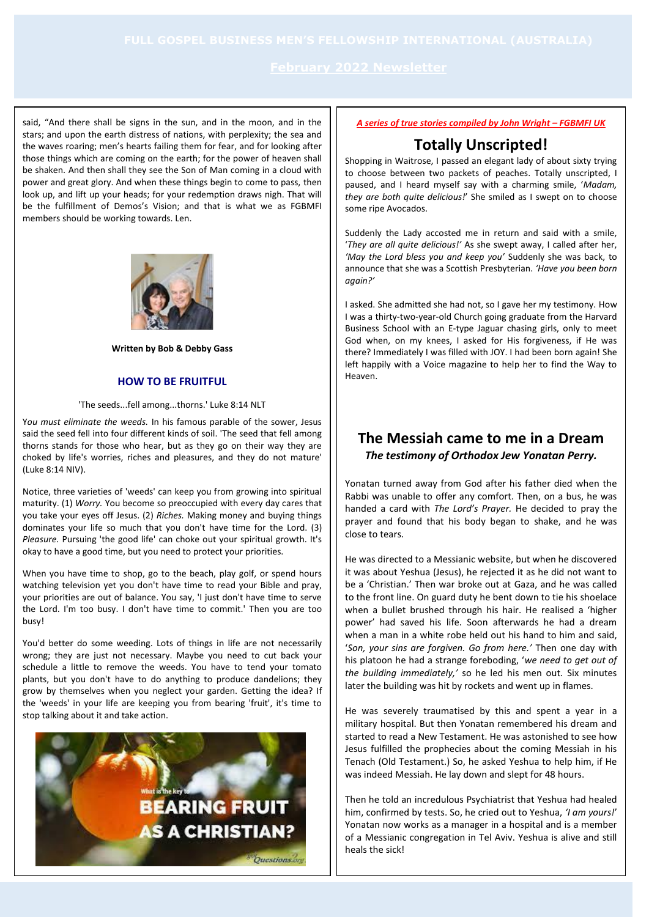said, "And there shall be signs in the sun, and in the moon, and in the stars; and upon the earth distress of nations, with perplexity; the sea and the waves roaring; men's hearts failing them for fear, and for looking after those things which are coming on the earth; for the power of heaven shall be shaken. And then shall they see the Son of Man coming in a cloud with power and great glory. And when these things begin to come to pass, then look up, and lift up your heads; for your redemption draws nigh. That will be the fulfillment of Demos's Vision; and that is what we as FGBMFI members should be working towards. Len.

**Written by Bob & Debby Gass**

### HOW TO BE FRUITFUL

'The seeds...fell among...thorns.' Luke 8:14 NLT

*You must eliminate the weeds.* In his famous parable of the sower, Jesus said the seed fell into four different kinds of soil. 'The seed that fell among thorns stands for those who hear, but as they go on their way they are choked by life's worries, riches and pleasures, and they do not mature' (Luke 8:14 NIV).

Notice, three varieties of 'weeds' can keep you from growing into spiritual maturity. (1) *Worry.* You become so preoccupied with every day cares that you take your eyes off Jesus. (2) *Riches.* Making money and buying things dominates your life so much that you don't have time for the Lord. (3) *Pleasure.* Pursuing 'the good life' can choke out your spiritual growth. It's okay to have a good time, but you need to protect your priorities.

When you have time to shop, go to the beach, play golf, or spend hours watching television yet you don't have time to read your Bible and pray, your priorities are out of balance. You say, 'I just don't have time to serve the Lord. I'm too busy. I don't have time to commit.' Then you are too busy!

You'd better do some weeding. Lots of things in life are not necessarily wrong; they are just not necessary. Maybe you need to cut back your schedule a little to remove the weeds. You have to tend your tomato plants, but you don't have to do anything to produce dandelions; they grow by themselves when you neglect your garden. Getting the idea? If the 'weeds' in your life are keeping you from bearing 'fruit', it's time to stop talking about it and take action.

*A series of true stories compiled by John Wright – FGBMFI UK*

## Totally Unscripted!

Shopping in Waitrose, I passed an elegant lady of about sixty trying to choose between two packets of peaches. Totally unscripted, I paused, and I heard myself say with a charming smile, '*Madam, they are both quite delicious!*' She smiled as I swept on to choose some ripe Avocados.

Suddenly the Lady accosted me in return and said with a smile, '*They are all quite delicious!'* As she swept away, I called after her, *'May the Lord bless you and keep you'* Suddenly she was back, to announce that she was a Scottish Presbyterian. *'Have you been born again?'*

I asked. She admitted she had not, so I gave her my testimony. How I was a thirty-two-year-old Church going graduate from the Harvard Business School with an E-type Jaguar chasing girls, only to meet God when, on my knees, I asked for His forgiveness, if He was there? Immediately I was filled with JOY. I had been born again! She left happily with a Voice magazine to help her to find the Way to Heaven.

## The Messiah came to me in a Dream

***The testimony of Orthodox Jew Yonatan Perry.***

Yonatan turned away from God after his father died when the Rabbi was unable to offer any comfort. Then, on a bus, he was handed a card with *The Lord's Prayer.* He decided to pray the prayer and found that his body began to shake, and he was close to tears.

He was directed to a Messianic website, but when he discovered it was about Yeshua (Jesus), he rejected it as he did not want to be a 'Christian.' Then war broke out at Gaza, and he was called to the front line. On guard duty he bent down to tie his shoelace when a bullet brushed through his hair. He realised a 'higher power' had saved his life. Soon afterwards he had a dream when a man in a white robe held out his hand to him and said, '*Son, your sins are forgiven. Go from here.'* Then one day with his platoon he had a strange foreboding, '*we need to get out of the building immediately,'* so he led his men out. Six minutes later the building was hit by rockets and went up in flames.

He was severely traumatised by this and spent a year in a military hospital. But then Yonatan remembered his dream and started to read a New Testament. He was astonished to see how Jesus fulfilled the prophecies about the coming Messiah in his Tenach (Old Testament.) So, he asked Yeshua to help him, if He was indeed Messiah. He lay down and slept for 48 hours.

Then he told an incredulous Psychiatrist that Yeshua had healed him, confirmed by tests. So, he cried out to Yeshua, *'I am yours!'* Yonatan now works as a manager in a hospital and is a member of a Messianic congregation in Tel Aviv. Yeshua is alive and still heals the sick!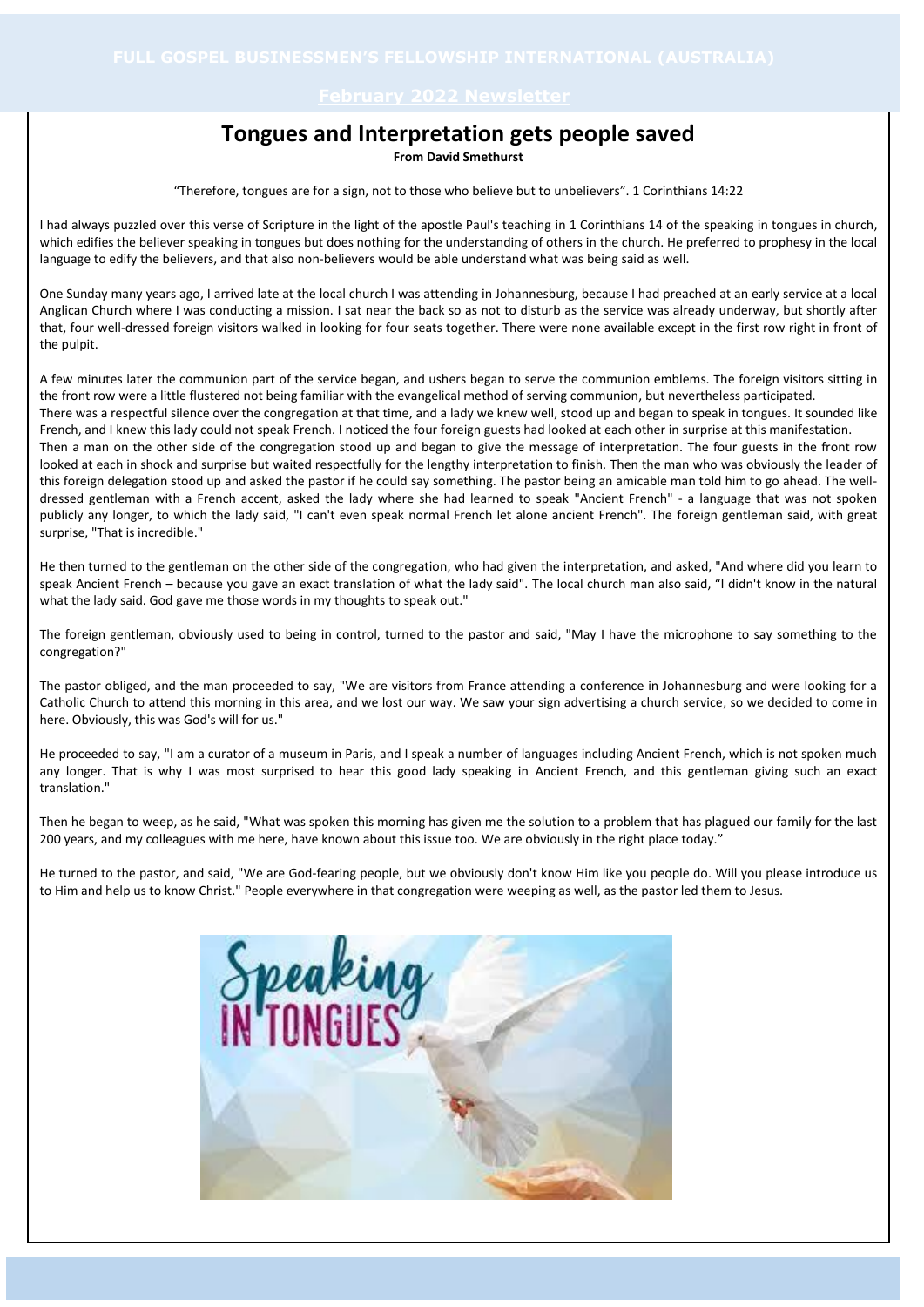# Tongues and Interpretation gets people saved

**From David Smethurst**

"Therefore, tongues are for a sign, not to those who believe but to unbelievers". 1 Corinthians 14:22

I had always puzzled over this verse of Scripture in the light of the apostle Paul's teaching in 1 Corinthians 14 of the speaking in tongues in church, which edifies the believer speaking in tongues but does nothing for the understanding of others in the church. He preferred to prophesy in the local language to edify the believers, and that also non-believers would be able understand what was being said as well.

One Sunday many years ago, I arrived late at the local church I was attending in Johannesburg, because I had preached at an early service at a local Anglican Church where I was conducting a mission. I sat near the back so as not to disturb as the service was already underway, but shortly after that, four well-dressed foreign visitors walked in looking for four seats together. There were none available except in the first row right in front of the pulpit.

A few minutes later the communion part of the service began, and ushers began to serve the communion emblems. The foreign visitors sitting in the front row were a little flustered not being familiar with the evangelical method of serving communion, but nevertheless participated.
There was a respectful silence over the congregation at that time, and a lady we knew well, stood up and began to speak in tongues. It sounded like French, and I knew this lady could not speak French. I noticed the four foreign guests had looked at each other in surprise at this manifestation.
Then a man on the other side of the congregation stood up and began to give the message of interpretation. The four guests in the front row looked at each in shock and surprise but waited respectfully for the lengthy interpretation to finish. Then the man who was obviously the leader of this foreign delegation stood up and asked the pastor if he could say something. The pastor being an amicable man told him to go ahead. The well-dressed gentleman with a French accent, asked the lady where she had learned to speak "Ancient French" - a language that was not spoken publicly any longer, to which the lady said, "I can't even speak normal French let alone ancient French". The foreign gentleman said, with great surprise, "That is incredible."

He then turned to the gentleman on the other side of the congregation, who had given the interpretation, and asked, "And where did you learn to speak Ancient French – because you gave an exact translation of what the lady said". The local church man also said, "I didn't know in the natural what the lady said. God gave me those words in my thoughts to speak out."

The foreign gentleman, obviously used to being in control, turned to the pastor and said, "May I have the microphone to say something to the congregation?"

The pastor obliged, and the man proceeded to say, "We are visitors from France attending a conference in Johannesburg and were looking for a Catholic Church to attend this morning in this area, and we lost our way. We saw your sign advertising a church service, so we decided to come in here. Obviously, this was God's will for us."

He proceeded to say, "I am a curator of a museum in Paris, and I speak a number of languages including Ancient French, which is not spoken much any longer. That is why I was most surprised to hear this good lady speaking in Ancient French, and this gentleman giving such an exact translation."

Then he began to weep, as he said, "What was spoken this morning has given me the solution to a problem that has plagued our family for the last 200 years, and my colleagues with me here, have known about this issue too. We are obviously in the right place today."

He turned to the pastor, and said, "We are God-fearing people, but we obviously don't know Him like you people do. Will you please introduce us to Him and help us to know Christ." People everywhere in that congregation were weeping as well, as the pastor led them to Jesus.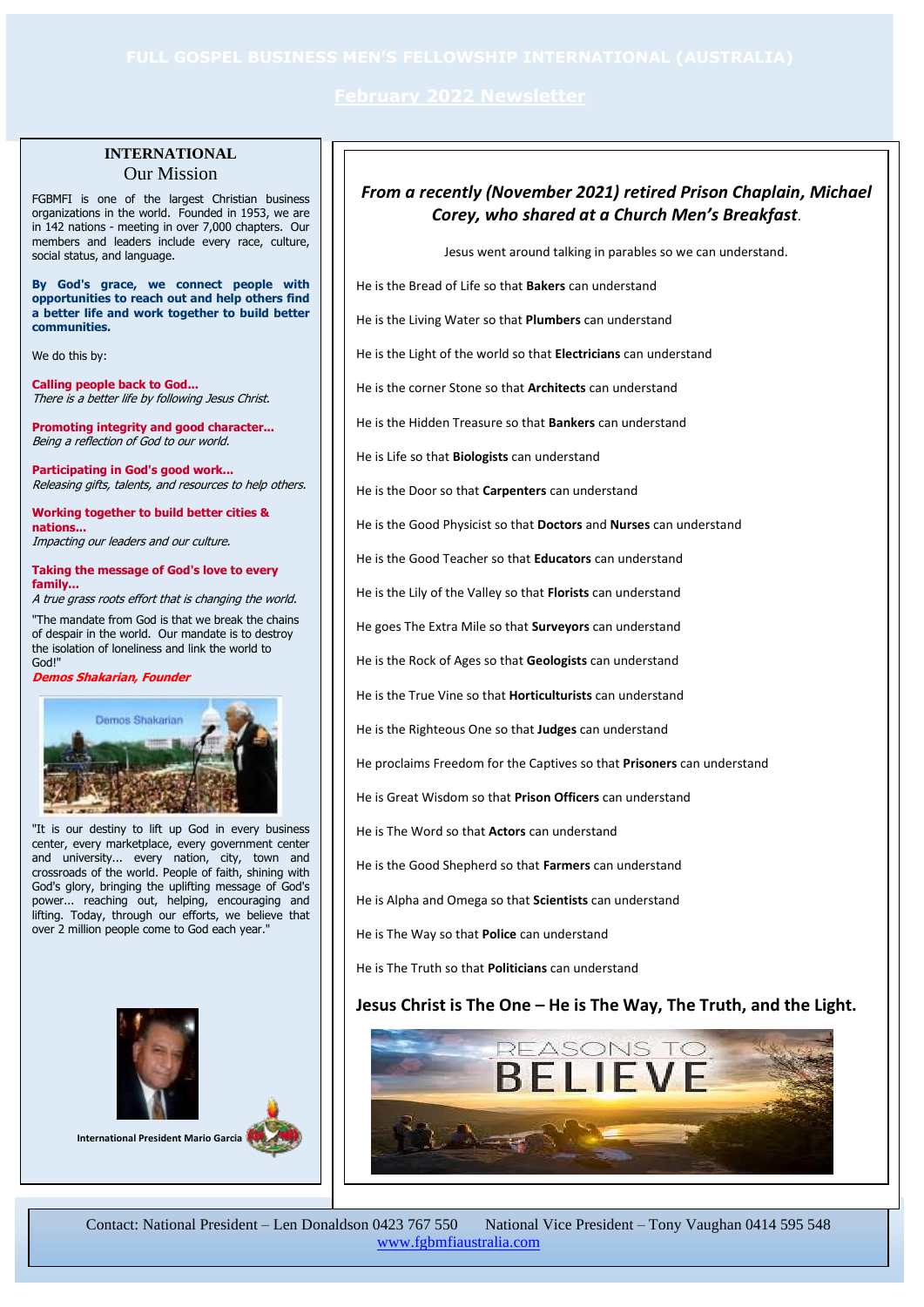# FULL GOSPEL BUSINESS MEN'S FELLOWSHIP INTERNATIONAL (AUSTRALIA)

## February 2022 Newsletter

### INTERNATIONAL

### Our Mission

FGBMFI is one of the largest Christian business organizations in the world. Founded in 1953, we are in 142 nations - meeting in over 7,000 chapters. Our members and leaders include every race, culture, social status, and language.

**By God's grace, we connect people with opportunities to reach out and help others find a better life and work together to build better communities.**

We do this by:

**Calling people back to God...**
*There is a better life by following Jesus Christ.*

**Promoting integrity and good character...**
*Being a reflection of God to our world.*

**Participating in God's good work...**
*Releasing gifts, talents, and resources to help others.*

**Working together to build better cities & nations...**
*Impacting our leaders and our culture.*

**Taking the message of God's love to every family...**
*A true grass roots effort that is changing the world.*

"The mandate from God is that we break the chains of despair in the world. Our mandate is to destroy the isolation of loneliness and link the world to God!"
***Demos Shakarian, Founder***

Demos Shakarian

"It is our destiny to lift up God in every business center, every marketplace, every government center and university... every nation, city, town and crossroads of the world. People of faith, shining with God's glory, bringing the uplifting message of God's power... reaching out, helping, encouraging and lifting. Today, through our efforts, we believe that over 2 million people come to God each year."

**International President Mario Garcia**

---

### *From a recently (November 2021) retired Prison Chaplain, Michael Corey, who shared at a Church Men's Breakfast.*

Jesus went around talking in parables so we can understand.

He is the Bread of Life so that **Bakers** can understand

He is the Living Water so that **Plumbers** can understand

He is the Light of the world so that **Electricians** can understand

He is the corner Stone so that **Architects** can understand

He is the Hidden Treasure so that **Bankers** can understand

He is Life so that **Biologists** can understand

He is the Door so that **Carpenters** can understand

He is the Good Physicist so that **Doctors** and **Nurses** can understand

He is the Good Teacher so that **Educators** can understand

He is the Lily of the Valley so that **Florists** can understand

He goes The Extra Mile so that **Surveyors** can understand

He is the Rock of Ages so that **Geologists** can understand

He is the True Vine so that **Horticulturists** can understand

He is the Righteous One so that **Judges** can understand

He proclaims Freedom for the Captives so that **Prisoners** can understand

He is Great Wisdom so that **Prison Officers** can understand

He is The Word so that **Actors** can understand

He is the Good Shepherd so that **Farmers** can understand

He is Alpha and Omega so that **Scientists** can understand

He is The Way so that **Police** can understand

He is The Truth so that **Politicians** can understand

**Jesus Christ is The One – He is The Way, The Truth, and the Light.**

REASONS TO BELIEVE

---

Contact: National President – Len Donaldson 0423 767 550    National Vice President – Tony Vaughan 0414 595 548
www.fgbmfiaustralia.com